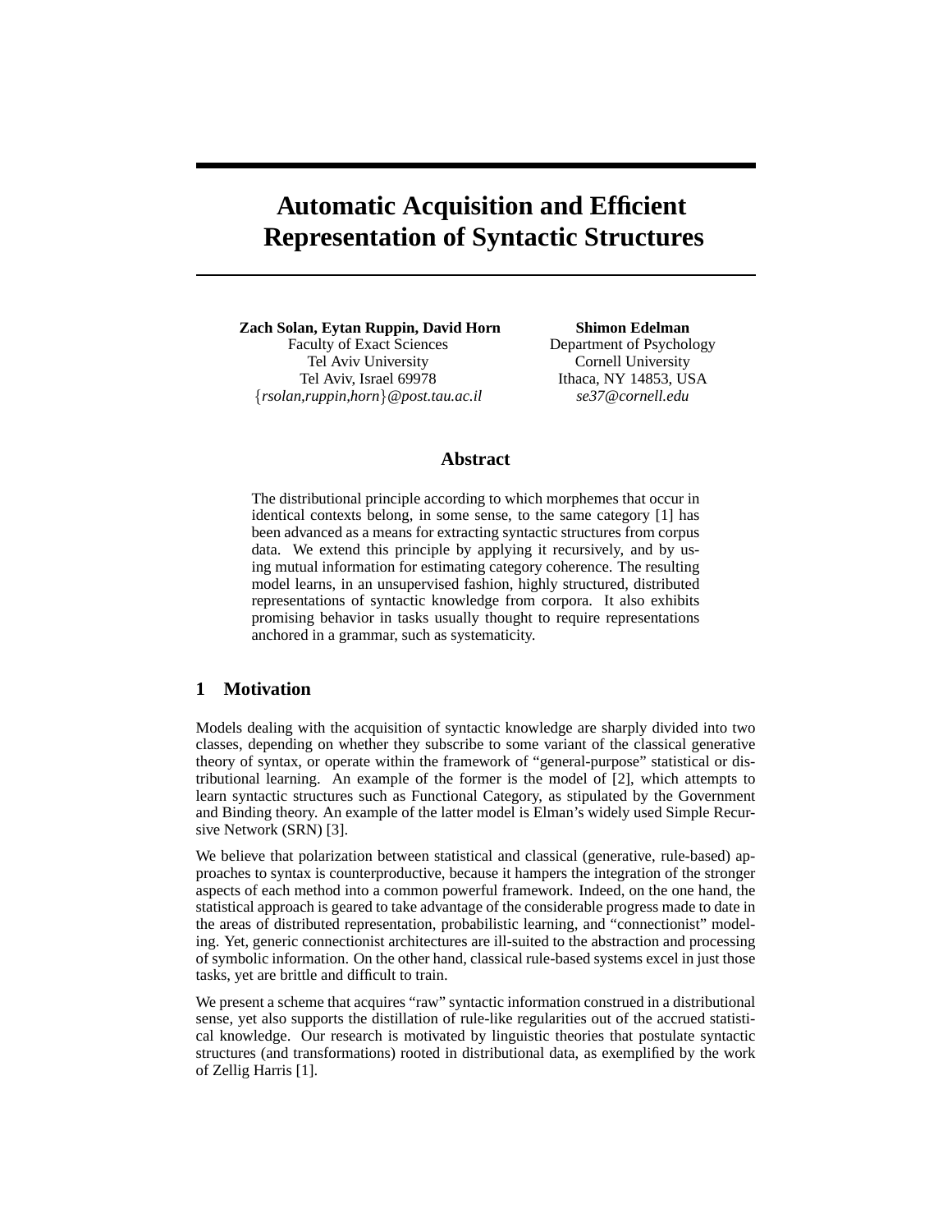# Automatic Acquisition and Efficient Representation of Syntactic Structures

**Zach Solan, Eytan Ruppin, David Horn**
Faculty of Exact Sciences
Tel Aviv University
Tel Aviv, Israel 69978
{*rsolan,ruppin,horn*}*@post.tau.ac.il*

**Shimon Edelman**
Department of Psychology
Cornell University
Ithaca, NY 14853, USA
*se37@cornell.edu*

## Abstract

The distributional principle according to which morphemes that occur in identical contexts belong, in some sense, to the same category [1] has been advanced as a means for extracting syntactic structures from corpus data. We extend this principle by applying it recursively, and by using mutual information for estimating category coherence. The resulting model learns, in an unsupervised fashion, highly structured, distributed representations of syntactic knowledge from corpora. It also exhibits promising behavior in tasks usually thought to require representations anchored in a grammar, such as systematicity.

## 1 Motivation

Models dealing with the acquisition of syntactic knowledge are sharply divided into two classes, depending on whether they subscribe to some variant of the classical generative theory of syntax, or operate within the framework of "general-purpose" statistical or distributional learning. An example of the former is the model of [2], which attempts to learn syntactic structures such as Functional Category, as stipulated by the Government and Binding theory. An example of the latter model is Elman's widely used Simple Recursive Network (SRN) [3].

We believe that polarization between statistical and classical (generative, rule-based) approaches to syntax is counterproductive, because it hampers the integration of the stronger aspects of each method into a common powerful framework. Indeed, on the one hand, the statistical approach is geared to take advantage of the considerable progress made to date in the areas of distributed representation, probabilistic learning, and "connectionist" modeling. Yet, generic connectionist architectures are ill-suited to the abstraction and processing of symbolic information. On the other hand, classical rule-based systems excel in just those tasks, yet are brittle and difficult to train.

We present a scheme that acquires "raw" syntactic information construed in a distributional sense, yet also supports the distillation of rule-like regularities out of the accrued statistical knowledge. Our research is motivated by linguistic theories that postulate syntactic structures (and transformations) rooted in distributional data, as exemplified by the work of Zellig Harris [1].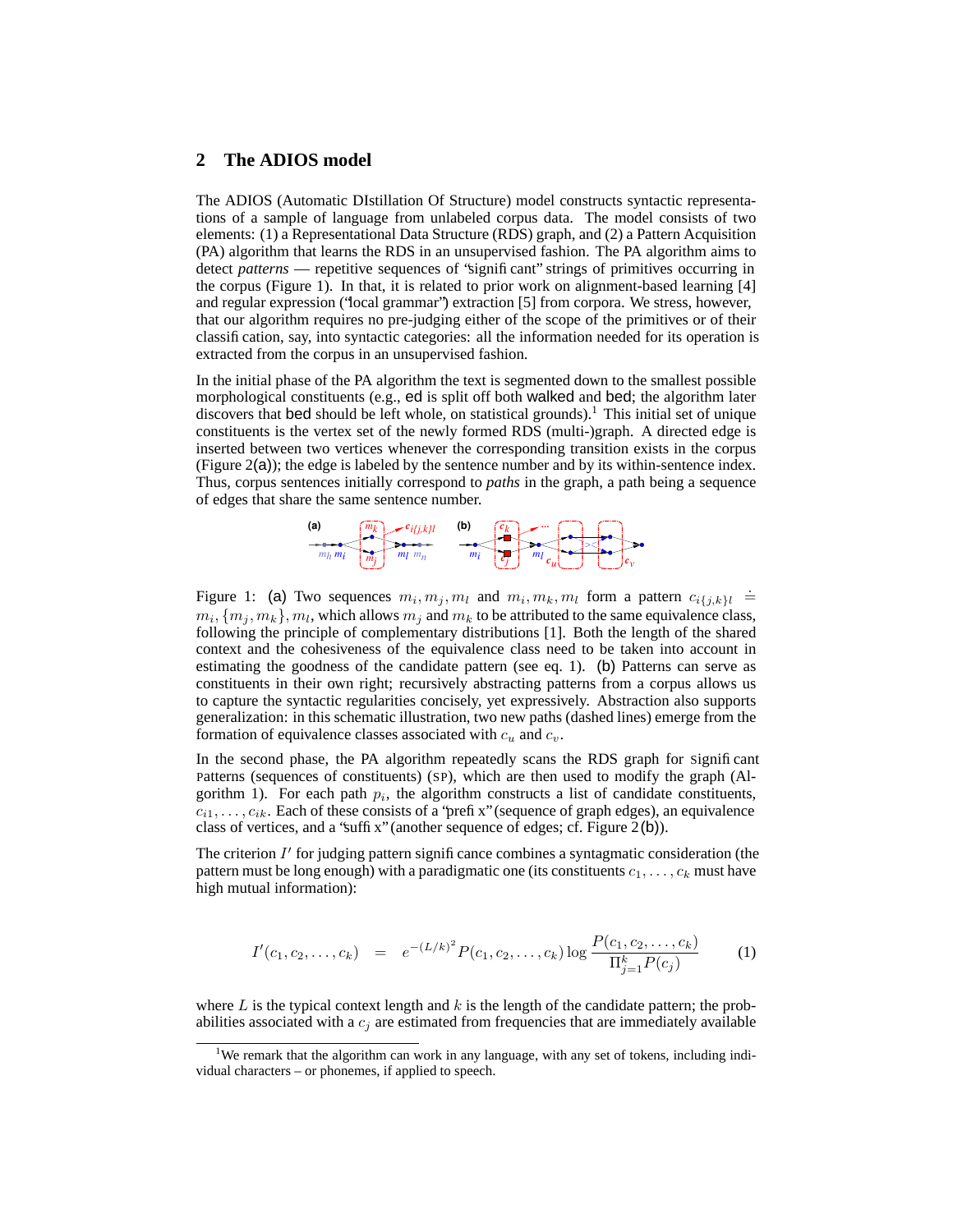## 2 The ADIOS model

The ADIOS (Automatic DIstillation Of Structure) model constructs syntactic representations of a sample of language from unlabeled corpus data. The model consists of two elements: (1) a Representational Data Structure (RDS) graph, and (2) a Pattern Acquisition (PA) algorithm that learns the RDS in an unsupervised fashion. The PA algorithm aims to detect *patterns* — repetitive sequences of "significant" strings of primitives occurring in the corpus (Figure 1). In that, it is related to prior work on alignment-based learning [4] and regular expression ("local grammar") extraction [5] from corpora. We stress, however, that our algorithm requires no pre-judging either of the scope of the primitives or of their classification, say, into syntactic categories: all the information needed for its operation is extracted from the corpus in an unsupervised fashion.

In the initial phase of the PA algorithm the text is segmented down to the smallest possible morphological constituents (e.g., ed is split off both walked and bed; the algorithm later discovers that bed should be left whole, on statistical grounds).[1] This initial set of unique constituents is the vertex set of the newly formed RDS (multi-)graph. A directed edge is inserted between two vertices whenever the corresponding transition exists in the corpus (Figure 2(a)); the edge is labeled by the sentence number and by its within-sentence index. Thus, corpus sentences initially correspond to *paths* in the graph, a path being a sequence of edges that share the same sentence number.

Figure 1: (a) Two sequences $m_i, m_j, m_l$ and $m_i, m_k, m_l$ form a pattern $c_{i\{j,k\}l} \doteq m_i, \{m_j, m_k\}, m_l$, which allows $m_j$ and $m_k$ to be attributed to the same equivalence class, following the principle of complementary distributions [1]. Both the length of the shared context and the cohesiveness of the equivalence class need to be taken into account in estimating the goodness of the candidate pattern (see eq. 1). (b) Patterns can serve as constituents in their own right; recursively abstracting patterns from a corpus allows us to capture the syntactic regularities concisely, yet expressively. Abstraction also supports generalization: in this schematic illustration, two new paths (dashed lines) emerge from the formation of equivalence classes associated with $c_u$ and $c_v$.

In the second phase, the PA algorithm repeatedly scans the RDS graph for Significant Patterns (sequences of constituents) (SP), which are then used to modify the graph (Algorithm 1). For each path $p_i$, the algorithm constructs a list of candidate constituents, $c_{i1}, \ldots, c_{ik}$. Each of these consists of a "prefix" (sequence of graph edges), an equivalence class of vertices, and a "suffix" (another sequence of edges; cf. Figure 2(b)).

The criterion $I'$ for judging pattern significance combines a syntagmatic consideration (the pattern must be long enough) with a paradigmatic one (its constituents $c_1, \ldots, c_k$ must have high mutual information):

$$I'(c_1, c_2, \ldots, c_k) \quad = \quad e^{-(L/k)^2} P(c_1, c_2, \ldots, c_k) \log \frac{P(c_1, c_2, \ldots, c_k)}{\Pi_{j=1}^{k} P(c_j)} \tag{1}$$

where $L$ is the typical context length and $k$ is the length of the candidate pattern; the probabilities associated with a $c_j$ are estimated from frequencies that are immediately available

[1] We remark that the algorithm can work in any language, with any set of tokens, including individual characters – or phonemes, if applied to speech.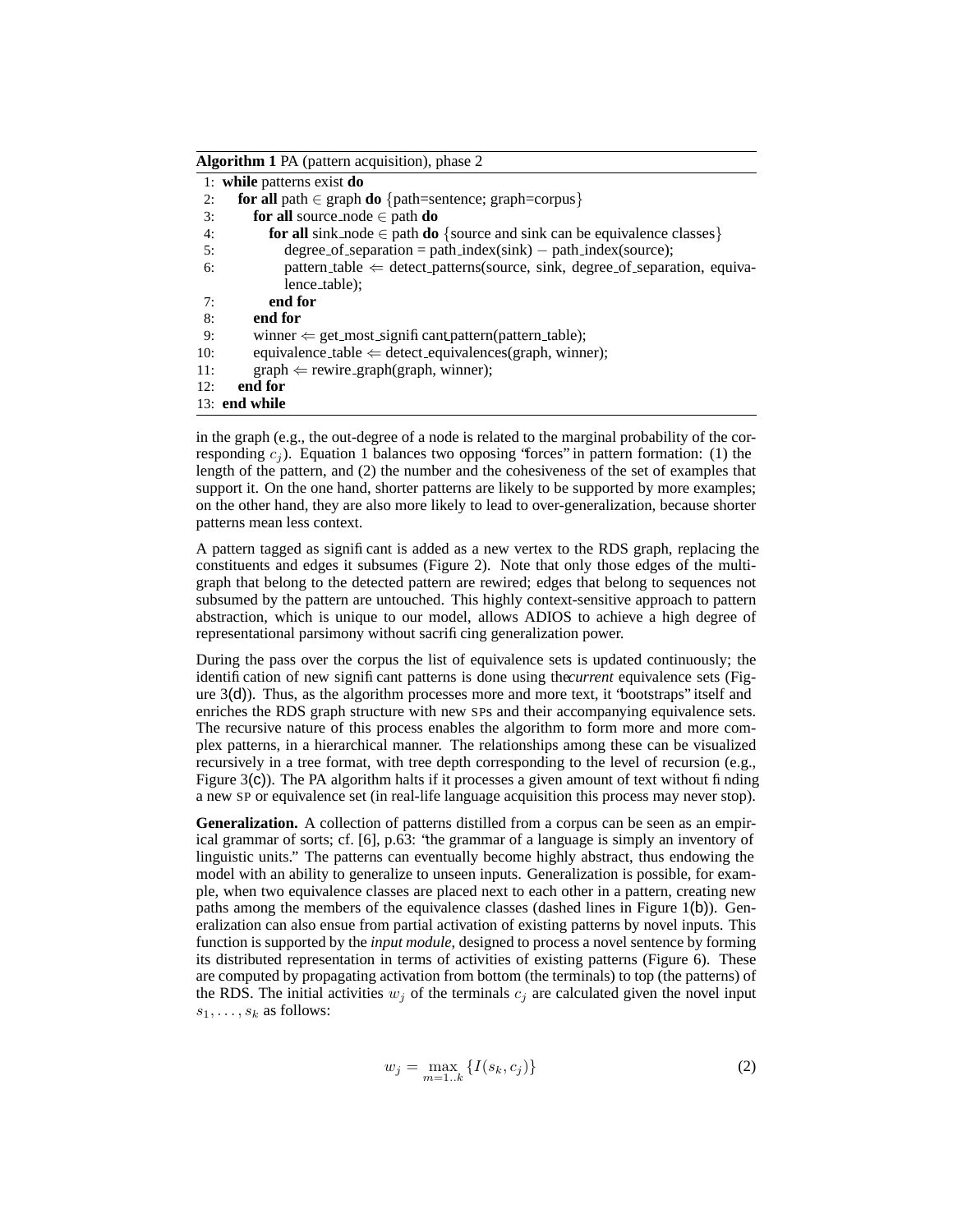**Algorithm 1** PA (pattern acquisition), phase 2

```
1:  while patterns exist do
2:    for all path ∈ graph do {path=sentence; graph=corpus}
3:      for all source_node ∈ path do
4:        for all sink_node ∈ path do {source and sink can be equivalence classes}
5:          degree_of_separation = path_index(sink) − path_index(source);
6:          pattern_table ⇐ detect_patterns(source, sink, degree_of_separation, equivalence_table);
7:        end for
8:      end for
9:      winner ⇐ get_most_significant_pattern(pattern_table);
10:     equivalence_table ⇐ detect_equivalences(graph, winner);
11:     graph ⇐ rewire_graph(graph, winner);
12:   end for
13: end while
```

in the graph (e.g., the out-degree of a node is related to the marginal probability of the corresponding $c_j$). Equation 1 balances two opposing "forces" in pattern formation: (1) the length of the pattern, and (2) the number and the cohesiveness of the set of examples that support it. On the one hand, shorter patterns are likely to be supported by more examples; on the other hand, they are also more likely to lead to over-generalization, because shorter patterns mean less context.

A pattern tagged as significant is added as a new vertex to the RDS graph, replacing the constituents and edges it subsumes (Figure 2). Note that only those edges of the multigraph that belong to the detected pattern are rewired; edges that belong to sequences not subsumed by the pattern are untouched. This highly context-sensitive approach to pattern abstraction, which is unique to our model, allows ADIOS to achieve a high degree of representational parsimony without sacrificing generalization power.

During the pass over the corpus the list of equivalence sets is updated continuously; the identification of new significant patterns is done using the *current* equivalence sets (Figure 3(d)). Thus, as the algorithm processes more and more text, it "bootstraps" itself and enriches the RDS graph structure with new SPs and their accompanying equivalence sets. The recursive nature of this process enables the algorithm to form more and more complex patterns, in a hierarchical manner. The relationships among these can be visualized recursively in a tree format, with tree depth corresponding to the level of recursion (e.g., Figure 3(c)). The PA algorithm halts if it processes a given amount of text without finding a new SP or equivalence set (in real-life language acquisition this process may never stop).

**Generalization.** A collection of patterns distilled from a corpus can be seen as an empirical grammar of sorts; cf. [6], p.63: "the grammar of a language is simply an inventory of linguistic units." The patterns can eventually become highly abstract, thus endowing the model with an ability to generalize to unseen inputs. Generalization is possible, for example, when two equivalence classes are placed next to each other in a pattern, creating new paths among the members of the equivalence classes (dashed lines in Figure 1(b)). Generalization can also ensue from partial activation of existing patterns by novel inputs. This function is supported by the *input module*, designed to process a novel sentence by forming its distributed representation in terms of activities of existing patterns (Figure 6). These are computed by propagating activation from bottom (the terminals) to top (the patterns) of the RDS. The initial activities $w_j$ of the terminals $c_j$ are calculated given the novel input $s_1, \ldots, s_k$ as follows:

$$w_j = \max_{m=1..k} \{I(s_k, c_j)\} \tag{2}$$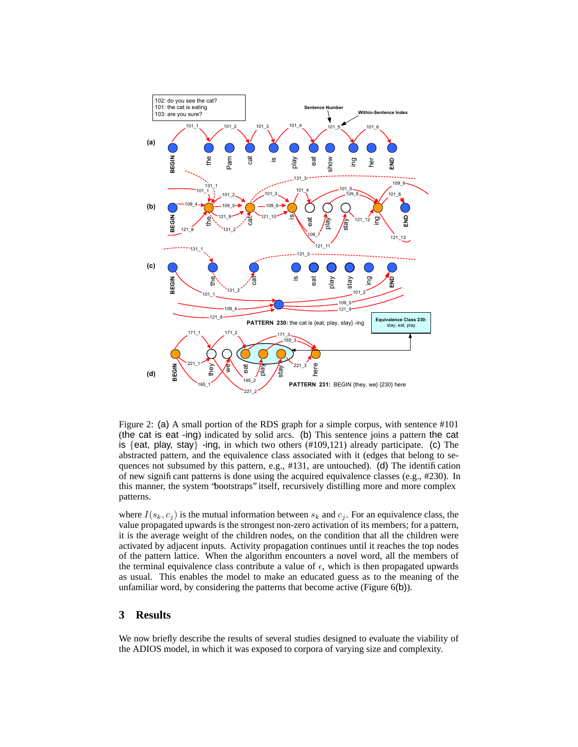Figure 2: (a) A small portion of the RDS graph for a simple corpus, with sentence #101 (the cat is eat -ing) indicated by solid arcs. (b) This sentence joins a pattern the cat is {eat, play, stay} -ing, in which two others (#109,121) already participate. (c) The abstracted pattern, and the equivalence class associated with it (edges that belong to sequences not subsumed by this pattern, e.g., #131, are untouched). (d) The identification of new significant patterns is done using the acquired equivalence classes (e.g., #230). In this manner, the system "bootstraps" itself, recursively distilling more and more complex patterns.

where $I(s_k, c_j)$ is the mutual information between $s_k$ and $c_j$. For an equivalence class, the value propagated upwards is the strongest non-zero activation of its members; for a pattern, it is the average weight of the children nodes, on the condition that all the children were activated by adjacent inputs. Activity propagation continues until it reaches the top nodes of the pattern lattice. When the algorithm encounters a novel word, all the members of the terminal equivalence class contribute a value of $\epsilon$, which is then propagated upwards as usual. This enables the model to make an educated guess as to the meaning of the unfamiliar word, by considering the patterns that become active (Figure 6(b)).

## 3 Results

We now briefly describe the results of several studies designed to evaluate the viability of the ADIOS model, in which it was exposed to corpora of varying size and complexity.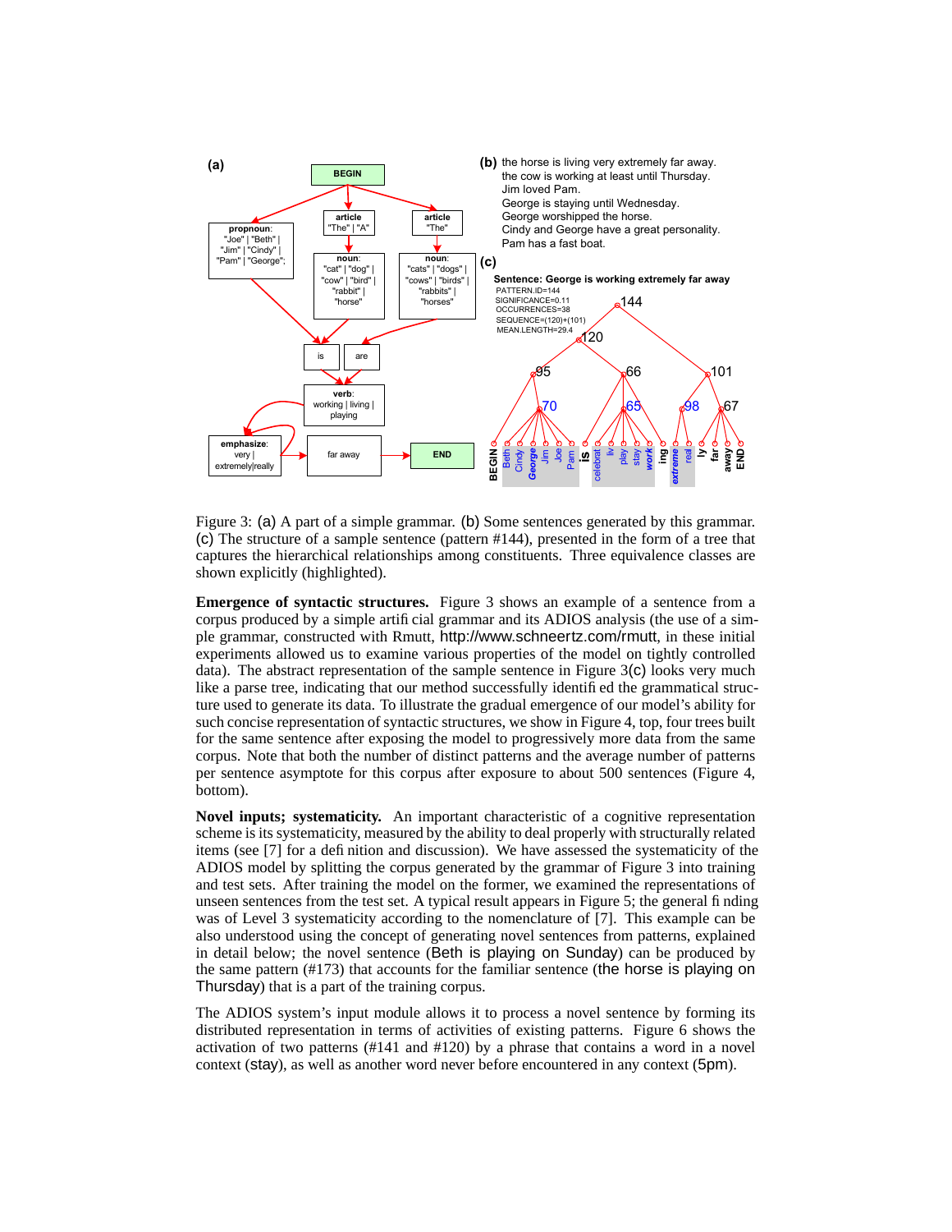Figure 3: (a) A part of a simple grammar. (b) Some sentences generated by this grammar. (c) The structure of a sample sentence (pattern #144), presented in the form of a tree that captures the hierarchical relationships among constituents. Three equivalence classes are shown explicitly (highlighted).

**Emergence of syntactic structures.** Figure 3 shows an example of a sentence from a corpus produced by a simple artificial grammar and its ADIOS analysis (the use of a simple grammar, constructed with Rmutt, http://www.schneertz.com/rmutt, in these initial experiments allowed us to examine various properties of the model on tightly controlled data). The abstract representation of the sample sentence in Figure 3(c) looks very much like a parse tree, indicating that our method successfully identified the grammatical structure used to generate its data. To illustrate the gradual emergence of our model's ability for such concise representation of syntactic structures, we show in Figure 4, top, four trees built for the same sentence after exposing the model to progressively more data from the same corpus. Note that both the number of distinct patterns and the average number of patterns per sentence asymptote for this corpus after exposure to about 500 sentences (Figure 4, bottom).

**Novel inputs; systematicity.** An important characteristic of a cognitive representation scheme is its systematicity, measured by the ability to deal properly with structurally related items (see [7] for a definition and discussion). We have assessed the systematicity of the ADIOS model by splitting the corpus generated by the grammar of Figure 3 into training and test sets. After training the model on the former, we examined the representations of unseen sentences from the test set. A typical result appears in Figure 5; the general finding was of Level 3 systematicity according to the nomenclature of [7]. This example can be also understood using the concept of generating novel sentences from patterns, explained in detail below; the novel sentence (Beth is playing on Sunday) can be produced by the same pattern (#173) that accounts for the familiar sentence (the horse is playing on Thursday) that is a part of the training corpus.

The ADIOS system's input module allows it to process a novel sentence by forming its distributed representation in terms of activities of existing patterns. Figure 6 shows the activation of two patterns (#141 and #120) by a phrase that contains a word in a novel context (stay), as well as another word never before encountered in any context (5pm).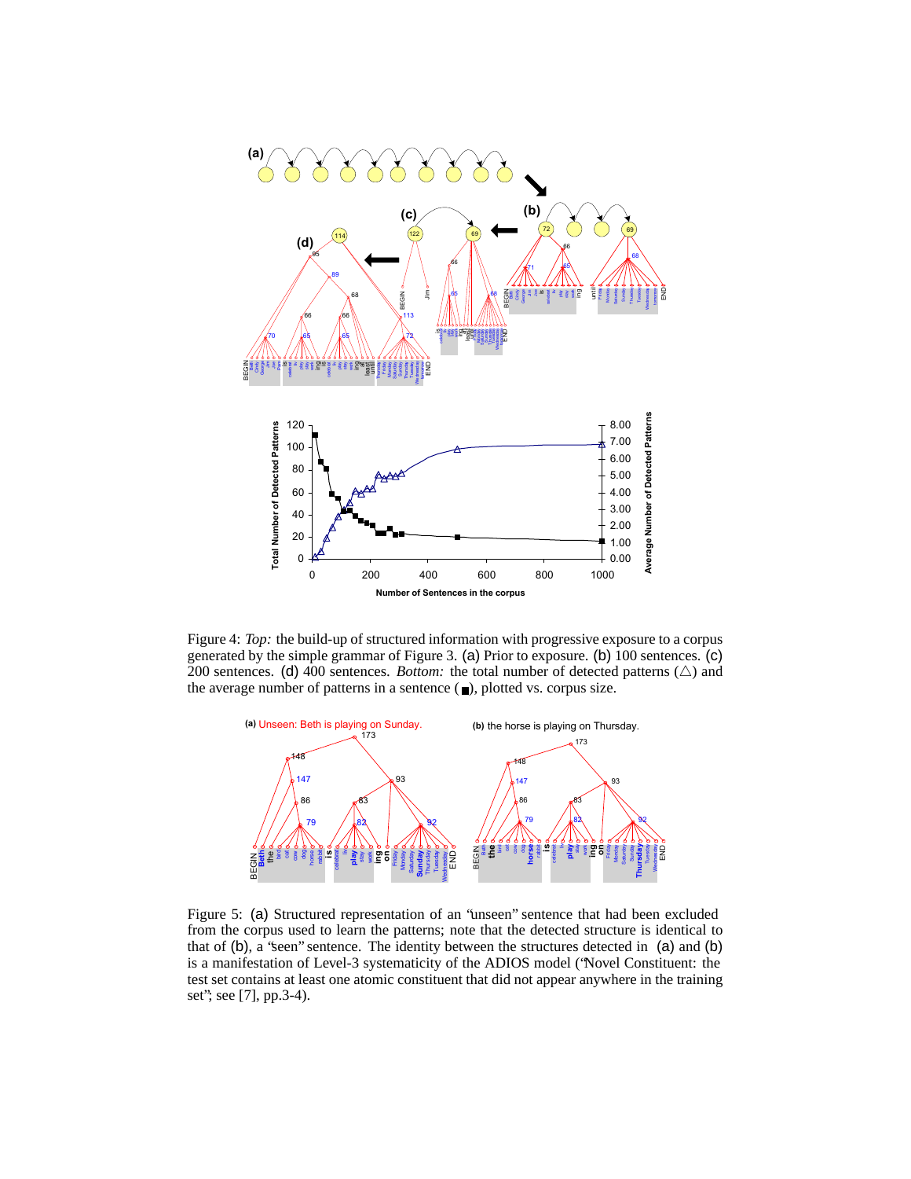Figure 4: *Top:* the build-up of structured information with progressive exposure to a corpus generated by the simple grammar of Figure 3. (a) Prior to exposure. (b) 100 sentences. (c) 200 sentences. (d) 400 sentences. *Bottom:* the total number of detected patterns (△) and the average number of patterns in a sentence (■), plotted vs. corpus size.

Figure 5: (a) Structured representation of an "unseen" sentence that had been excluded from the corpus used to learn the patterns; note that the detected structure is identical to that of (b), a "seen" sentence. The identity between the structures detected in (a) and (b) is a manifestation of Level-3 systematicity of the ADIOS model ("Novel Constituent: the test set contains at least one atomic constituent that did not appear anywhere in the training set"; see [7], pp.3-4).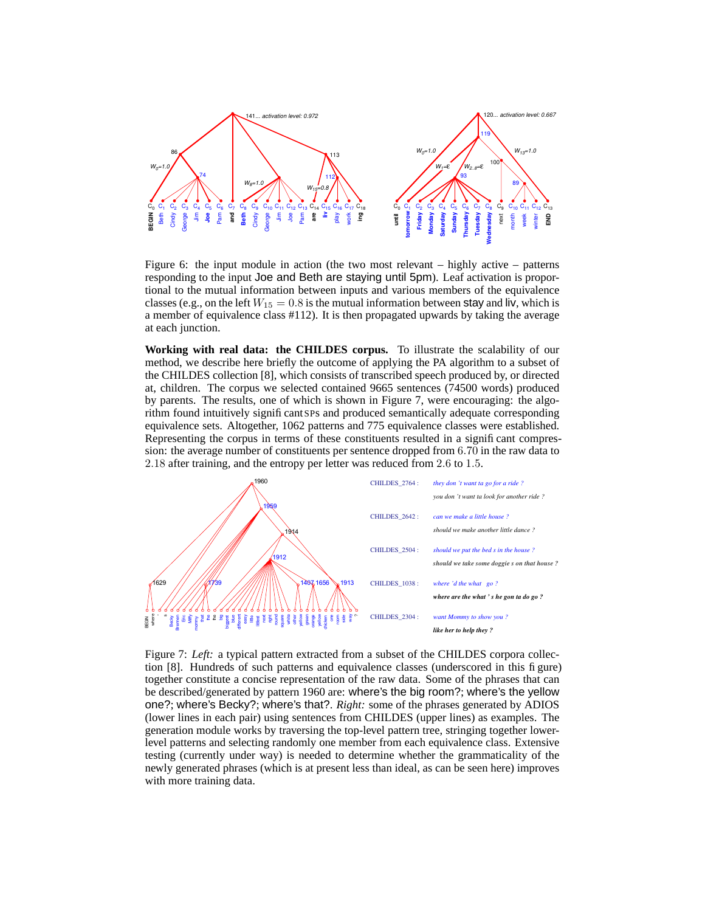Figure 6: the input module in action (the two most relevant – highly active – patterns responding to the input Joe and Beth are staying until 5pm). Leaf activation is proportional to the mutual information between inputs and various members of the equivalence classes (e.g., on the left $W_{15} = 0.8$ is the mutual information between stay and liv, which is a member of equivalence class #112). It is then propagated upwards by taking the average at each junction.

**Working with real data: the CHILDES corpus.** To illustrate the scalability of our method, we describe here briefly the outcome of applying the PA algorithm to a subset of the CHILDES collection [8], which consists of transcribed speech produced by, or directed at, children. The corpus we selected contained 9665 sentences (74500 words) produced by parents. The results, one of which is shown in Figure 7, were encouraging: the algorithm found intuitively significant SPs and produced semantically adequate corresponding equivalence sets. Altogether, 1062 patterns and 775 equivalence classes were established. Representing the corpus in terms of these constituents resulted in a significant compression: the average number of constituents per sentence dropped from 6.70 in the raw data to 2.18 after training, and the entropy per letter was reduced from 2.6 to 1.5.

| | |
|---|---|
| CHILDES_2764 : | *they don 't want ta go for a ride ?* |
| | *you don 't want ta look for another ride ?* |
| CHILDES_2642 : | *can we make a little house ?* |
| | *should we make another little dance ?* |
| CHILDES_2504 : | *should we put the bed s in the house ?* |
| | *should we take some doggie s on that house ?* |
| CHILDES_1038 : | *where 'd the what go ?* |
| | ***where are the what ' s he gon ta do go ?*** |
| CHILDES_2304 : | *want Mommy to show you ?* |
| | ***like her to help they ?*** |

Figure 7: *Left:* a typical pattern extracted from a subset of the CHILDES corpora collection [8]. Hundreds of such patterns and equivalence classes (underscored in this figure) together constitute a concise representation of the raw data. Some of the phrases that can be described/generated by pattern 1960 are: where's the big room?; where's the yellow one?; where's Becky?; where's that?. *Right:* some of the phrases generated by ADIOS (lower lines in each pair) using sentences from CHILDES (upper lines) as examples. The generation module works by traversing the top-level pattern tree, stringing together lower-level patterns and selecting randomly one member from each equivalence class. Extensive testing (currently under way) is needed to determine whether the grammaticality of the newly generated phrases (which is at present less than ideal, as can be seen here) improves with more training data.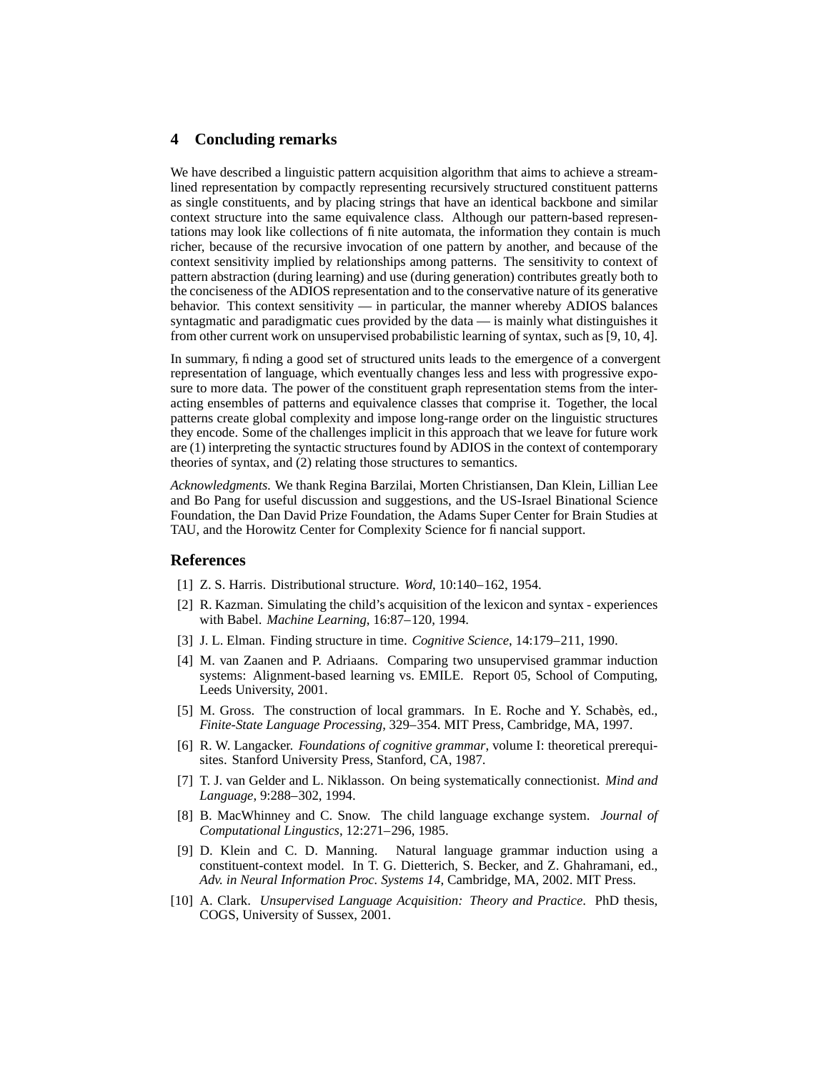## 4 Concluding remarks

We have described a linguistic pattern acquisition algorithm that aims to achieve a streamlined representation by compactly representing recursively structured constituent patterns as single constituents, and by placing strings that have an identical backbone and similar context structure into the same equivalence class. Although our pattern-based representations may look like collections of finite automata, the information they contain is much richer, because of the recursive invocation of one pattern by another, and because of the context sensitivity implied by relationships among patterns. The sensitivity to context of pattern abstraction (during learning) and use (during generation) contributes greatly both to the conciseness of the ADIOS representation and to the conservative nature of its generative behavior. This context sensitivity — in particular, the manner whereby ADIOS balances syntagmatic and paradigmatic cues provided by the data — is mainly what distinguishes it from other current work on unsupervised probabilistic learning of syntax, such as [9, 10, 4].

In summary, finding a good set of structured units leads to the emergence of a convergent representation of language, which eventually changes less and less with progressive exposure to more data. The power of the constituent graph representation stems from the interacting ensembles of patterns and equivalence classes that comprise it. Together, the local patterns create global complexity and impose long-range order on the linguistic structures they encode. Some of the challenges implicit in this approach that we leave for future work are (1) interpreting the syntactic structures found by ADIOS in the context of contemporary theories of syntax, and (2) relating those structures to semantics.

*Acknowledgments.* We thank Regina Barzilai, Morten Christiansen, Dan Klein, Lillian Lee and Bo Pang for useful discussion and suggestions, and the US-Israel Binational Science Foundation, the Dan David Prize Foundation, the Adams Super Center for Brain Studies at TAU, and the Horowitz Center for Complexity Science for financial support.

## References

[1] Z. S. Harris. Distributional structure. *Word*, 10:140–162, 1954.

[2] R. Kazman. Simulating the child's acquisition of the lexicon and syntax - experiences with Babel. *Machine Learning*, 16:87–120, 1994.

[3] J. L. Elman. Finding structure in time. *Cognitive Science*, 14:179–211, 1990.

[4] M. van Zaanen and P. Adriaans. Comparing two unsupervised grammar induction systems: Alignment-based learning vs. EMILE. Report 05, School of Computing, Leeds University, 2001.

[5] M. Gross. The construction of local grammars. In E. Roche and Y. Schabès, ed., *Finite-State Language Processing*, 329–354. MIT Press, Cambridge, MA, 1997.

[6] R. W. Langacker. *Foundations of cognitive grammar*, volume I: theoretical prerequisites. Stanford University Press, Stanford, CA, 1987.

[7] T. J. van Gelder and L. Niklasson. On being systematically connectionist. *Mind and Language*, 9:288–302, 1994.

[8] B. MacWhinney and C. Snow. The child language exchange system. *Journal of Computational Lingustics*, 12:271–296, 1985.

[9] D. Klein and C. D. Manning. Natural language grammar induction using a constituent-context model. In T. G. Dietterich, S. Becker, and Z. Ghahramani, ed., *Adv. in Neural Information Proc. Systems 14*, Cambridge, MA, 2002. MIT Press.

[10] A. Clark. *Unsupervised Language Acquisition: Theory and Practice*. PhD thesis, COGS, University of Sussex, 2001.